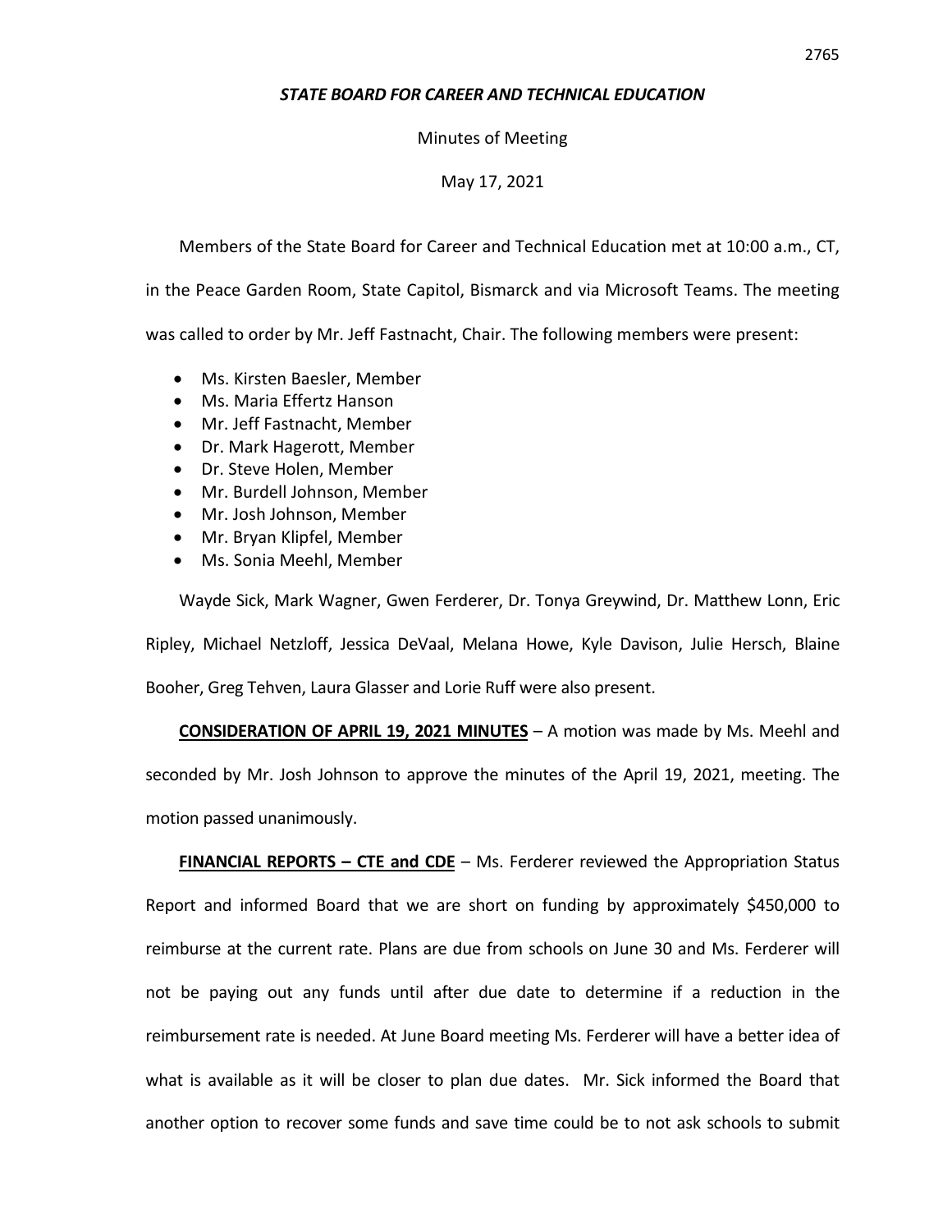***STATE BOARD FOR CAREER AND TECHNICAL EDUCATION***

Minutes of Meeting

May 17, 2021

Members of the State Board for Career and Technical Education met at 10:00 a.m., CT, in the Peace Garden Room, State Capitol, Bismarck and via Microsoft Teams. The meeting was called to order by Mr. Jeff Fastnacht, Chair. The following members were present:

- Ms. Kirsten Baesler, Member
- Ms. Maria Effertz Hanson
- Mr. Jeff Fastnacht, Member
- Dr. Mark Hagerott, Member
- Dr. Steve Holen, Member
- Mr. Burdell Johnson, Member
- Mr. Josh Johnson, Member
- Mr. Bryan Klipfel, Member
- Ms. Sonia Meehl, Member

Wayde Sick, Mark Wagner, Gwen Ferderer, Dr. Tonya Greywind, Dr. Matthew Lonn, Eric Ripley, Michael Netzloff, Jessica DeVaal, Melana Howe, Kyle Davison, Julie Hersch, Blaine Booher, Greg Tehven, Laura Glasser and Lorie Ruff were also present.

**CONSIDERATION OF APRIL 19, 2021 MINUTES** – A motion was made by Ms. Meehl and seconded by Mr. Josh Johnson to approve the minutes of the April 19, 2021, meeting. The motion passed unanimously.

**FINANCIAL REPORTS – CTE and CDE** – Ms. Ferderer reviewed the Appropriation Status Report and informed Board that we are short on funding by approximately $450,000 to reimburse at the current rate. Plans are due from schools on June 30 and Ms. Ferderer will not be paying out any funds until after due date to determine if a reduction in the reimbursement rate is needed. At June Board meeting Ms. Ferderer will have a better idea of what is available as it will be closer to plan due dates. Mr. Sick informed the Board that another option to recover some funds and save time could be to not ask schools to submit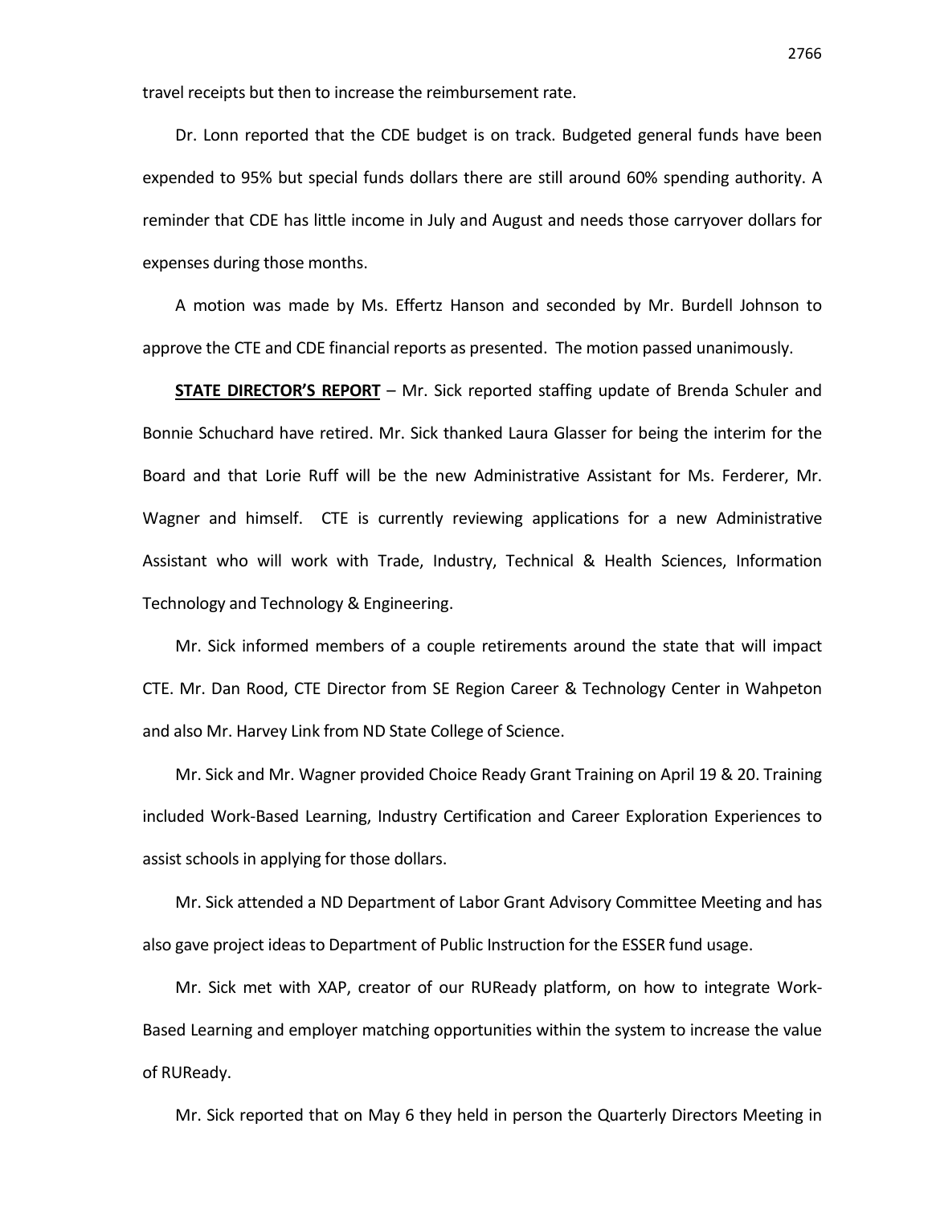travel receipts but then to increase the reimbursement rate.

Dr. Lonn reported that the CDE budget is on track. Budgeted general funds have been expended to 95% but special funds dollars there are still around 60% spending authority. A reminder that CDE has little income in July and August and needs those carryover dollars for expenses during those months.

A motion was made by Ms. Effertz Hanson and seconded by Mr. Burdell Johnson to approve the CTE and CDE financial reports as presented. The motion passed unanimously.

**STATE DIRECTOR'S REPORT** – Mr. Sick reported staffing update of Brenda Schuler and Bonnie Schuchard have retired. Mr. Sick thanked Laura Glasser for being the interim for the Board and that Lorie Ruff will be the new Administrative Assistant for Ms. Ferderer, Mr. Wagner and himself. CTE is currently reviewing applications for a new Administrative Assistant who will work with Trade, Industry, Technical & Health Sciences, Information Technology and Technology & Engineering.

Mr. Sick informed members of a couple retirements around the state that will impact CTE. Mr. Dan Rood, CTE Director from SE Region Career & Technology Center in Wahpeton and also Mr. Harvey Link from ND State College of Science.

Mr. Sick and Mr. Wagner provided Choice Ready Grant Training on April 19 & 20. Training included Work-Based Learning, Industry Certification and Career Exploration Experiences to assist schools in applying for those dollars.

Mr. Sick attended a ND Department of Labor Grant Advisory Committee Meeting and has also gave project ideas to Department of Public Instruction for the ESSER fund usage.

Mr. Sick met with XAP, creator of our RUReady platform, on how to integrate Work-Based Learning and employer matching opportunities within the system to increase the value of RUReady.

Mr. Sick reported that on May 6 they held in person the Quarterly Directors Meeting in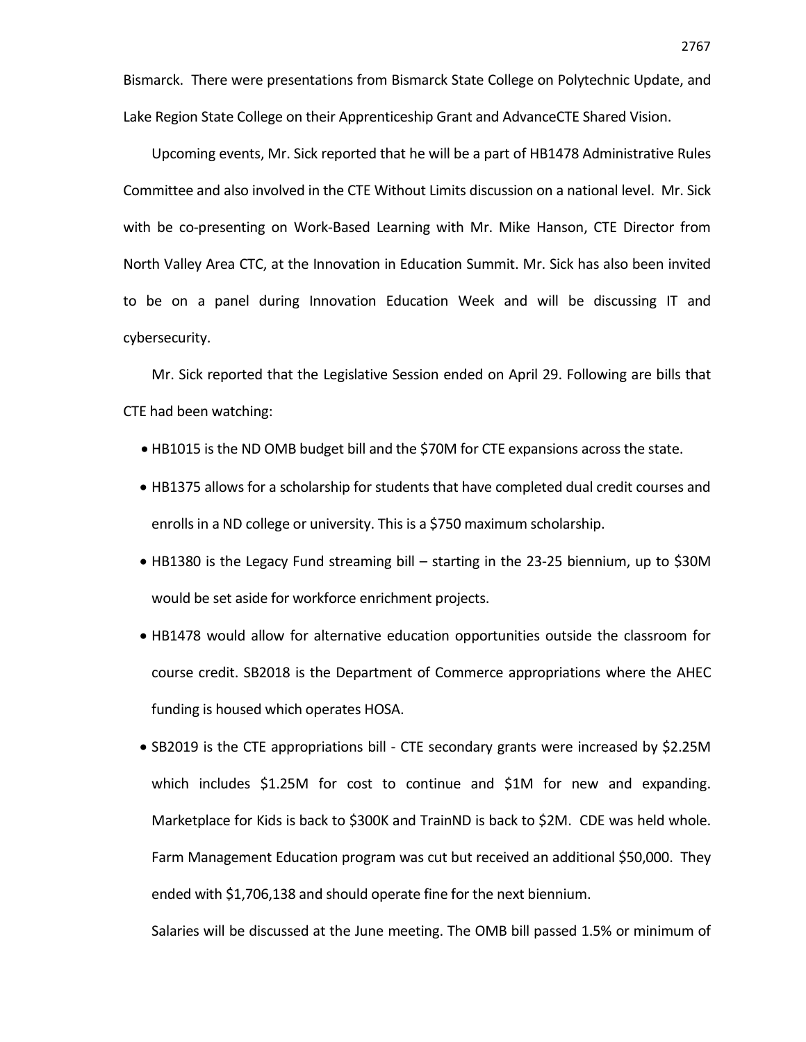Bismarck. There were presentations from Bismarck State College on Polytechnic Update, and Lake Region State College on their Apprenticeship Grant and AdvanceCTE Shared Vision.

Upcoming events, Mr. Sick reported that he will be a part of HB1478 Administrative Rules Committee and also involved in the CTE Without Limits discussion on a national level. Mr. Sick with be co-presenting on Work-Based Learning with Mr. Mike Hanson, CTE Director from North Valley Area CTC, at the Innovation in Education Summit. Mr. Sick has also been invited to be on a panel during Innovation Education Week and will be discussing IT and cybersecurity.

Mr. Sick reported that the Legislative Session ended on April 29. Following are bills that CTE had been watching:

- HB1015 is the ND OMB budget bill and the $70M for CTE expansions across the state.
- HB1375 allows for a scholarship for students that have completed dual credit courses and enrolls in a ND college or university. This is a $750 maximum scholarship.
- HB1380 is the Legacy Fund streaming bill – starting in the 23-25 biennium, up to $30M would be set aside for workforce enrichment projects.
- HB1478 would allow for alternative education opportunities outside the classroom for course credit. SB2018 is the Department of Commerce appropriations where the AHEC funding is housed which operates HOSA.
- SB2019 is the CTE appropriations bill - CTE secondary grants were increased by $2.25M which includes $1.25M for cost to continue and $1M for new and expanding. Marketplace for Kids is back to $300K and TrainND is back to $2M. CDE was held whole. Farm Management Education program was cut but received an additional $50,000. They ended with $1,706,138 and should operate fine for the next biennium.

Salaries will be discussed at the June meeting. The OMB bill passed 1.5% or minimum of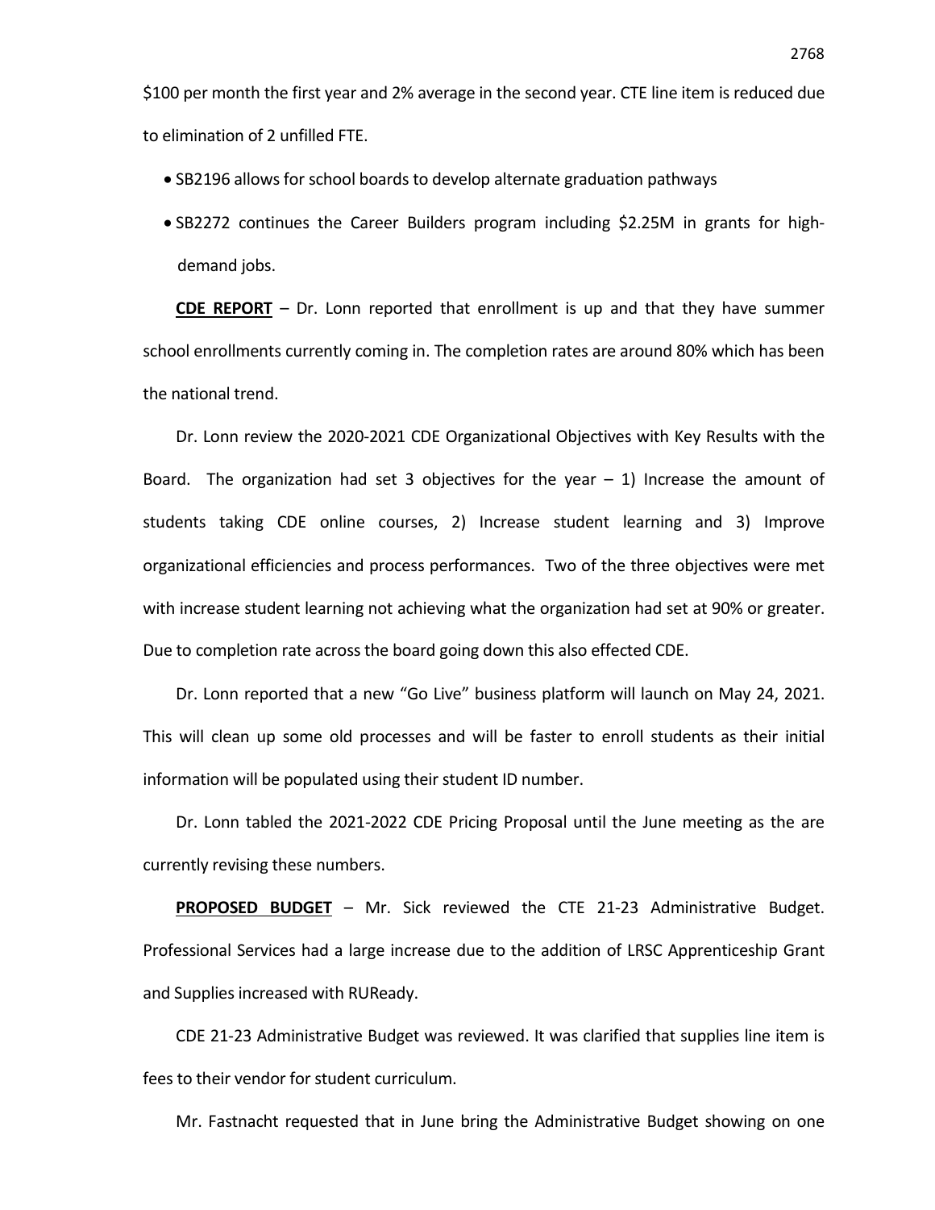$100 per month the first year and 2% average in the second year. CTE line item is reduced due to elimination of 2 unfilled FTE.

- SB2196 allows for school boards to develop alternate graduation pathways
- SB2272 continues the Career Builders program including $2.25M in grants for high-demand jobs.

**CDE REPORT** – Dr. Lonn reported that enrollment is up and that they have summer school enrollments currently coming in. The completion rates are around 80% which has been the national trend.

Dr. Lonn review the 2020-2021 CDE Organizational Objectives with Key Results with the Board. The organization had set 3 objectives for the year – 1) Increase the amount of students taking CDE online courses, 2) Increase student learning and 3) Improve organizational efficiencies and process performances. Two of the three objectives were met with increase student learning not achieving what the organization had set at 90% or greater. Due to completion rate across the board going down this also effected CDE.

Dr. Lonn reported that a new "Go Live" business platform will launch on May 24, 2021. This will clean up some old processes and will be faster to enroll students as their initial information will be populated using their student ID number.

Dr. Lonn tabled the 2021-2022 CDE Pricing Proposal until the June meeting as the are currently revising these numbers.

**PROPOSED BUDGET** – Mr. Sick reviewed the CTE 21-23 Administrative Budget. Professional Services had a large increase due to the addition of LRSC Apprenticeship Grant and Supplies increased with RUReady.

CDE 21-23 Administrative Budget was reviewed. It was clarified that supplies line item is fees to their vendor for student curriculum.

Mr. Fastnacht requested that in June bring the Administrative Budget showing on one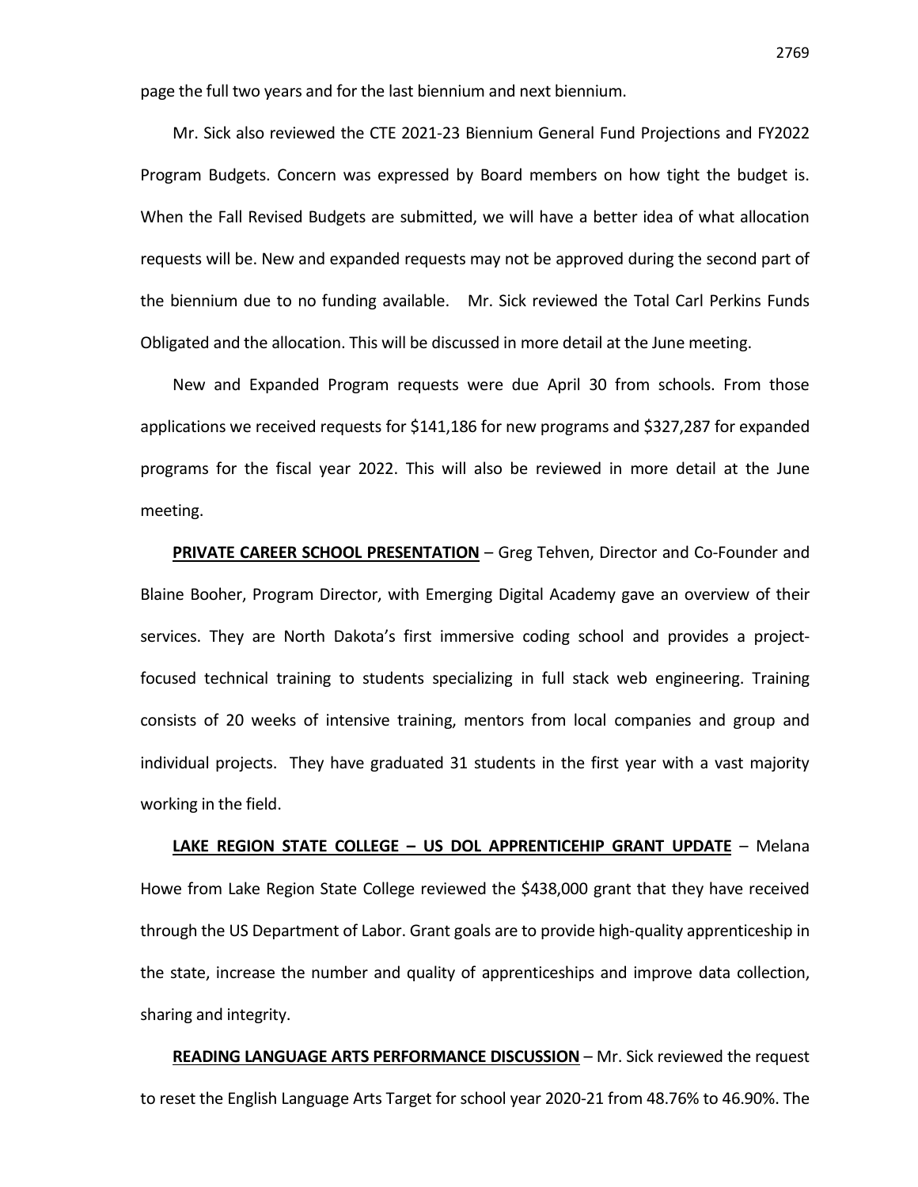page the full two years and for the last biennium and next biennium.

Mr. Sick also reviewed the CTE 2021-23 Biennium General Fund Projections and FY2022 Program Budgets. Concern was expressed by Board members on how tight the budget is. When the Fall Revised Budgets are submitted, we will have a better idea of what allocation requests will be. New and expanded requests may not be approved during the second part of the biennium due to no funding available. Mr. Sick reviewed the Total Carl Perkins Funds Obligated and the allocation. This will be discussed in more detail at the June meeting.

New and Expanded Program requests were due April 30 from schools. From those applications we received requests for $141,186 for new programs and $327,287 for expanded programs for the fiscal year 2022. This will also be reviewed in more detail at the June meeting.

**PRIVATE CAREER SCHOOL PRESENTATION** – Greg Tehven, Director and Co-Founder and Blaine Booher, Program Director, with Emerging Digital Academy gave an overview of their services. They are North Dakota's first immersive coding school and provides a project-focused technical training to students specializing in full stack web engineering. Training consists of 20 weeks of intensive training, mentors from local companies and group and individual projects. They have graduated 31 students in the first year with a vast majority working in the field.

**LAKE REGION STATE COLLEGE – US DOL APPRENTICEHIP GRANT UPDATE** – Melana Howe from Lake Region State College reviewed the $438,000 grant that they have received through the US Department of Labor. Grant goals are to provide high-quality apprenticeship in the state, increase the number and quality of apprenticeships and improve data collection, sharing and integrity.

**READING LANGUAGE ARTS PERFORMANCE DISCUSSION** – Mr. Sick reviewed the request to reset the English Language Arts Target for school year 2020-21 from 48.76% to 46.90%. The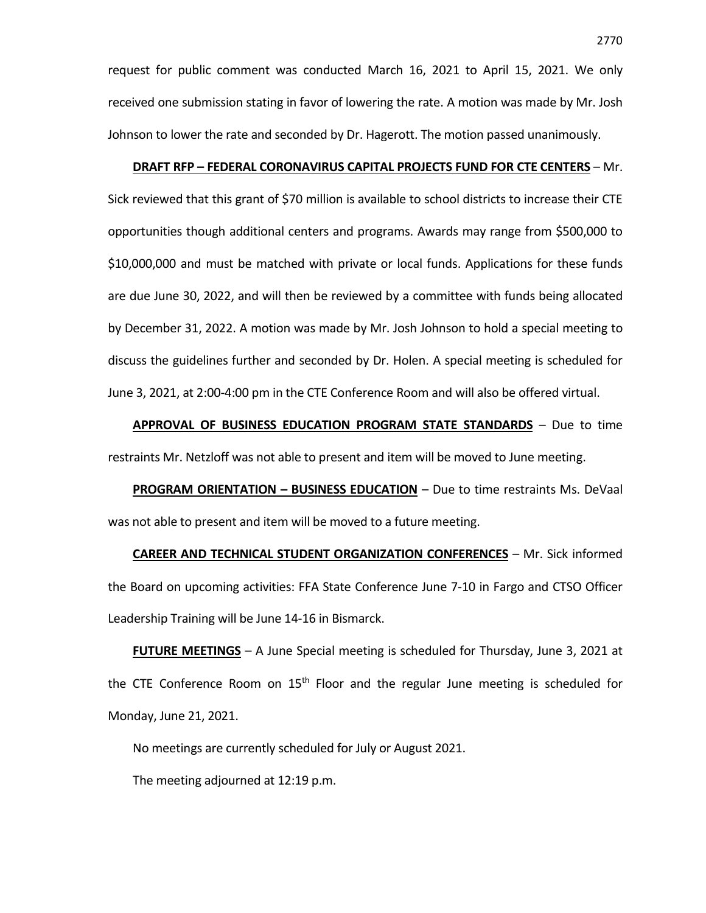request for public comment was conducted March 16, 2021 to April 15, 2021. We only received one submission stating in favor of lowering the rate. A motion was made by Mr. Josh Johnson to lower the rate and seconded by Dr. Hagerott. The motion passed unanimously.

**DRAFT RFP – FEDERAL CORONAVIRUS CAPITAL PROJECTS FUND FOR CTE CENTERS** – Mr. Sick reviewed that this grant of $70 million is available to school districts to increase their CTE opportunities though additional centers and programs. Awards may range from $500,000 to $10,000,000 and must be matched with private or local funds. Applications for these funds are due June 30, 2022, and will then be reviewed by a committee with funds being allocated by December 31, 2022. A motion was made by Mr. Josh Johnson to hold a special meeting to discuss the guidelines further and seconded by Dr. Holen. A special meeting is scheduled for June 3, 2021, at 2:00-4:00 pm in the CTE Conference Room and will also be offered virtual.

**APPROVAL OF BUSINESS EDUCATION PROGRAM STATE STANDARDS** – Due to time restraints Mr. Netzloff was not able to present and item will be moved to June meeting.

**PROGRAM ORIENTATION – BUSINESS EDUCATION** – Due to time restraints Ms. DeVaal was not able to present and item will be moved to a future meeting.

**CAREER AND TECHNICAL STUDENT ORGANIZATION CONFERENCES** – Mr. Sick informed the Board on upcoming activities: FFA State Conference June 7-10 in Fargo and CTSO Officer Leadership Training will be June 14-16 in Bismarck.

**FUTURE MEETINGS** – A June Special meeting is scheduled for Thursday, June 3, 2021 at the CTE Conference Room on 15th Floor and the regular June meeting is scheduled for Monday, June 21, 2021.

No meetings are currently scheduled for July or August 2021.

The meeting adjourned at 12:19 p.m.